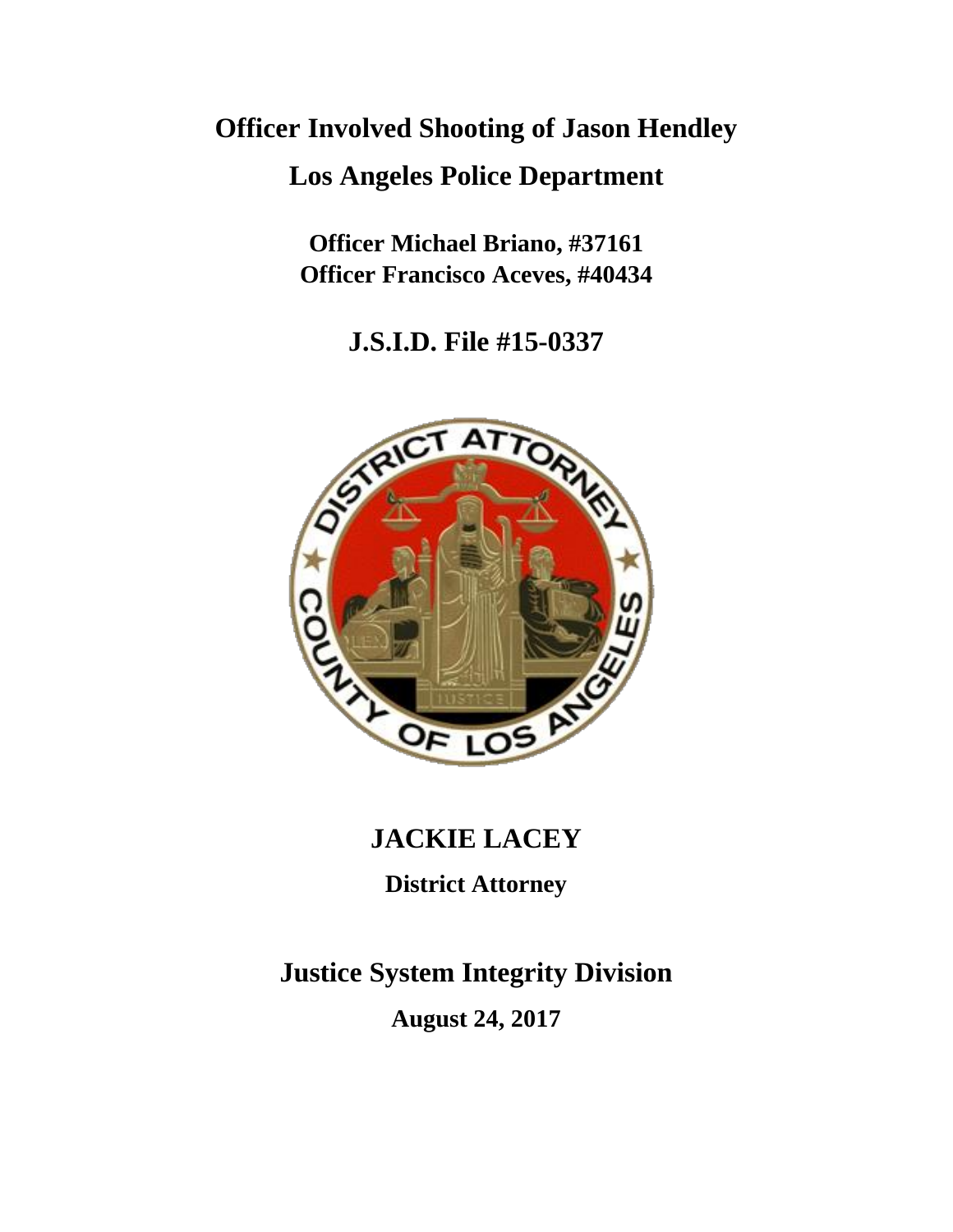# Officer Involved Shooting of Jason Hendley

## Los Angeles Police Department

**Officer Michael Briano, #37161**
**Officer Francisco Aceves, #40434**

## J.S.I.D. File #15-0337

## JACKIE LACEY

**District Attorney**

## Justice System Integrity Division

**August 24, 2017**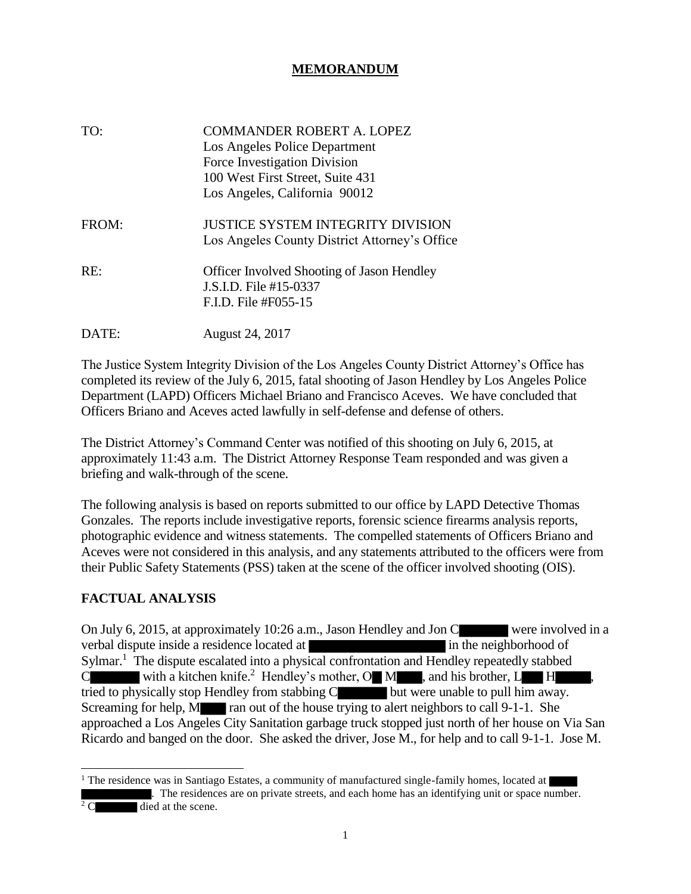# MEMORANDUM

TO: COMMANDER ROBERT A. LOPEZ
Los Angeles Police Department
Force Investigation Division
100 West First Street, Suite 431
Los Angeles, California 90012

FROM: JUSTICE SYSTEM INTEGRITY DIVISION
Los Angeles County District Attorney's Office

RE: Officer Involved Shooting of Jason Hendley
J.S.I.D. File #15-0337
F.I.D. File #F055-15

DATE: August 24, 2017

The Justice System Integrity Division of the Los Angeles County District Attorney's Office has completed its review of the July 6, 2015, fatal shooting of Jason Hendley by Los Angeles Police Department (LAPD) Officers Michael Briano and Francisco Aceves. We have concluded that Officers Briano and Aceves acted lawfully in self-defense and defense of others.

The District Attorney's Command Center was notified of this shooting on July 6, 2015, at approximately 11:43 a.m. The District Attorney Response Team responded and was given a briefing and walk-through of the scene.

The following analysis is based on reports submitted to our office by LAPD Detective Thomas Gonzales. The reports include investigative reports, forensic science firearms analysis reports, photographic evidence and witness statements. The compelled statements of Officers Briano and Aceves were not considered in this analysis, and any statements attributed to the officers were from their Public Safety Statements (PSS) taken at the scene of the officer involved shooting (OIS).

## FACTUAL ANALYSIS

On July 6, 2015, at approximately 10:26 a.m., Jason Hendley and Jon C██████ were involved in a verbal dispute inside a residence located at ██████████████████ in the neighborhood of Sylmar.[1] The dispute escalated into a physical confrontation and Hendley repeatedly stabbed C██████ with a kitchen knife.[2] Hendley's mother, O█ M████, and his brother, L███ H█████, tried to physically stop Hendley from stabbing C██████ but were unable to pull him away. Screaming for help, M████ ran out of the house trying to alert neighbors to call 9-1-1. She approached a Los Angeles City Sanitation garbage truck stopped just north of her house on Via San Ricardo and banged on the door. She asked the driver, Jose M., for help and to call 9-1-1. Jose M.

---

[1] The residence was in Santiago Estates, a community of manufactured single-family homes, located at ████ ██████████. The residences are on private streets, and each home has an identifying unit or space number.

[2] C██████ died at the scene.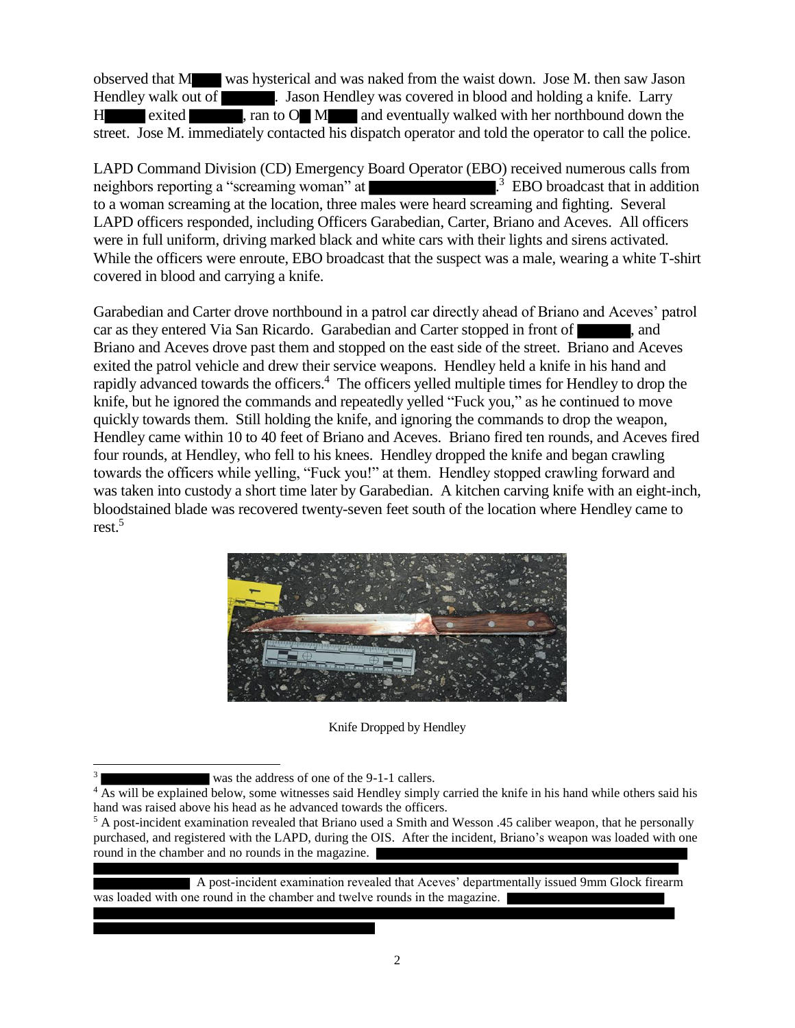observed that M▆▆▆ was hysterical and was naked from the waist down. Jose M. then saw Jason Hendley walk out of ▆▆▆▆. Jason Hendley was covered in blood and holding a knife. Larry H▆▆▆ exited ▆▆▆▆, ran to O▆ M▆▆▆ and eventually walked with her northbound down the street. Jose M. immediately contacted his dispatch operator and told the operator to call the police.

LAPD Command Division (CD) Emergency Board Operator (EBO) received numerous calls from neighbors reporting a "screaming woman" at ▆▆▆▆▆▆▆▆.[3] EBO broadcast that in addition to a woman screaming at the location, three males were heard screaming and fighting. Several LAPD officers responded, including Officers Garabedian, Carter, Briano and Aceves. All officers were in full uniform, driving marked black and white cars with their lights and sirens activated. While the officers were enroute, EBO broadcast that the suspect was a male, wearing a white T-shirt covered in blood and carrying a knife.

Garabedian and Carter drove northbound in a patrol car directly ahead of Briano and Aceves' patrol car as they entered Via San Ricardo. Garabedian and Carter stopped in front of ▆▆▆▆, and Briano and Aceves drove past them and stopped on the east side of the street. Briano and Aceves exited the patrol vehicle and drew their service weapons. Hendley held a knife in his hand and rapidly advanced towards the officers.[4] The officers yelled multiple times for Hendley to drop the knife, but he ignored the commands and repeatedly yelled "Fuck you," as he continued to move quickly towards them. Still holding the knife, and ignoring the commands to drop the weapon, Hendley came within 10 to 40 feet of Briano and Aceves. Briano fired ten rounds, and Aceves fired four rounds, at Hendley, who fell to his knees. Hendley dropped the knife and began crawling towards the officers while yelling, "Fuck you!" at them. Hendley stopped crawling forward and was taken into custody a short time later by Garabedian. A kitchen carving knife with an eight-inch, bloodstained blade was recovered twenty-seven feet south of the location where Hendley came to rest.[5]

Knife Dropped by Hendley

---

[3] ▆▆▆▆▆▆▆▆ was the address of one of the 9-1-1 callers.

[4] As will be explained below, some witnesses said Hendley simply carried the knife in his hand while others said his hand was raised above his head as he advanced towards the officers.

[5] A post-incident examination revealed that Briano used a Smith and Wesson .45 caliber weapon, that he personally purchased, and registered with the LAPD, during the OIS. After the incident, Briano's weapon was loaded with one round in the chamber and no rounds in the magazine. ▆▆▆▆▆▆▆▆ A post-incident examination revealed that Aceves' departmentally issued 9mm Glock firearm was loaded with one round in the chamber and twelve rounds in the magazine. ▆▆▆▆▆▆▆▆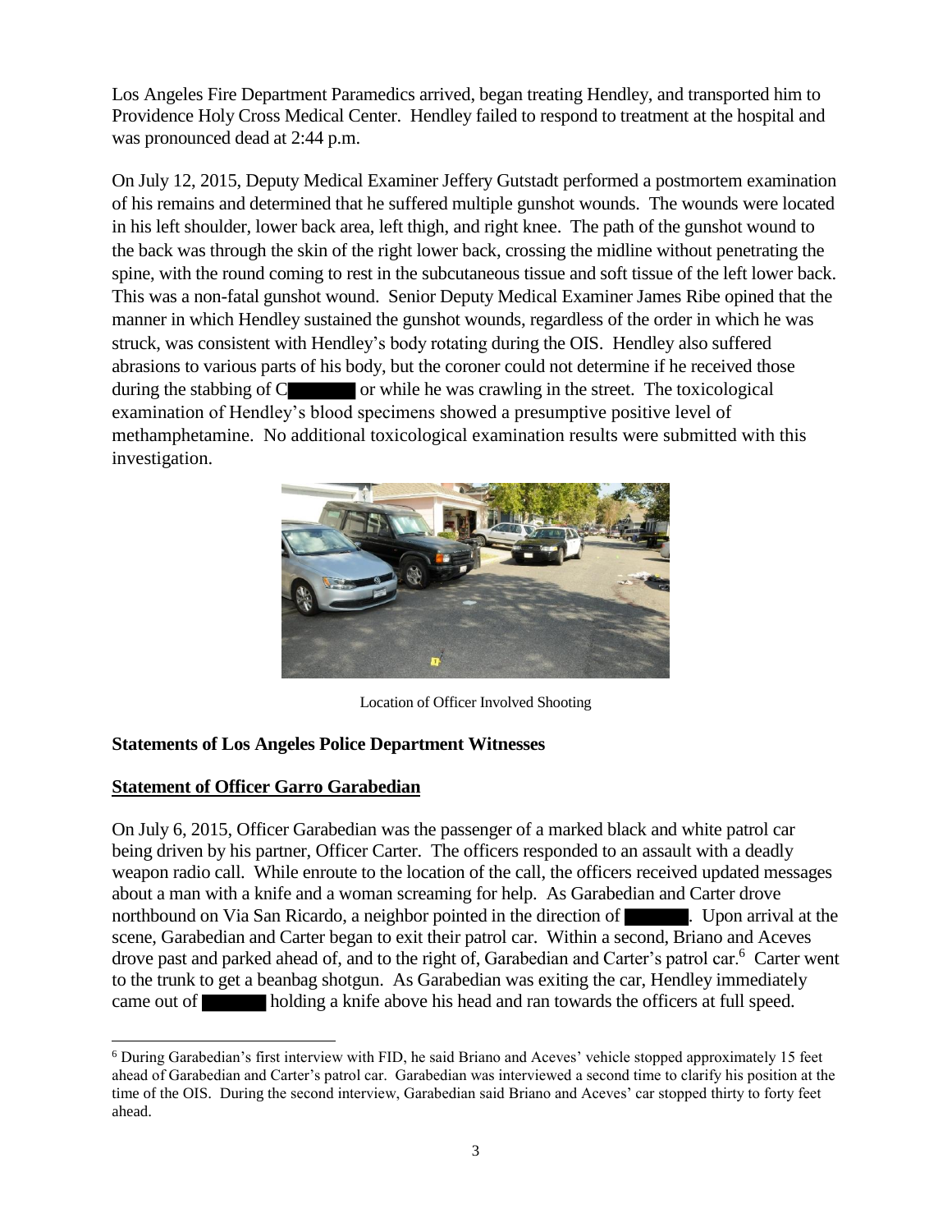Los Angeles Fire Department Paramedics arrived, began treating Hendley, and transported him to Providence Holy Cross Medical Center. Hendley failed to respond to treatment at the hospital and was pronounced dead at 2:44 p.m.

On July 12, 2015, Deputy Medical Examiner Jeffery Gutstadt performed a postmortem examination of his remains and determined that he suffered multiple gunshot wounds. The wounds were located in his left shoulder, lower back area, left thigh, and right knee. The path of the gunshot wound to the back was through the skin of the right lower back, crossing the midline without penetrating the spine, with the round coming to rest in the subcutaneous tissue and soft tissue of the left lower back. This was a non-fatal gunshot wound. Senior Deputy Medical Examiner James Ribe opined that the manner in which Hendley sustained the gunshot wounds, regardless of the order in which he was struck, was consistent with Hendley's body rotating during the OIS. Hendley also suffered abrasions to various parts of his body, but the coroner could not determine if he received those during the stabbing of C[REDACTED] or while he was crawling in the street. The toxicological examination of Hendley's blood specimens showed a presumptive positive level of methamphetamine. No additional toxicological examination results were submitted with this investigation.

Location of Officer Involved Shooting

**Statements of Los Angeles Police Department Witnesses**

**Statement of Officer Garro Garabedian**

On July 6, 2015, Officer Garabedian was the passenger of a marked black and white patrol car being driven by his partner, Officer Carter. The officers responded to an assault with a deadly weapon radio call. While enroute to the location of the call, the officers received updated messages about a man with a knife and a woman screaming for help. As Garabedian and Carter drove northbound on Via San Ricardo, a neighbor pointed in the direction of [REDACTED]. Upon arrival at the scene, Garabedian and Carter began to exit their patrol car. Within a second, Briano and Aceves drove past and parked ahead of, and to the right of, Garabedian and Carter's patrol car.[6] Carter went to the trunk to get a beanbag shotgun. As Garabedian was exiting the car, Hendley immediately came out of [REDACTED] holding a knife above his head and ran towards the officers at full speed.

[6] During Garabedian's first interview with FID, he said Briano and Aceves' vehicle stopped approximately 15 feet ahead of Garabedian and Carter's patrol car. Garabedian was interviewed a second time to clarify his position at the time of the OIS. During the second interview, Garabedian said Briano and Aceves' car stopped thirty to forty feet ahead.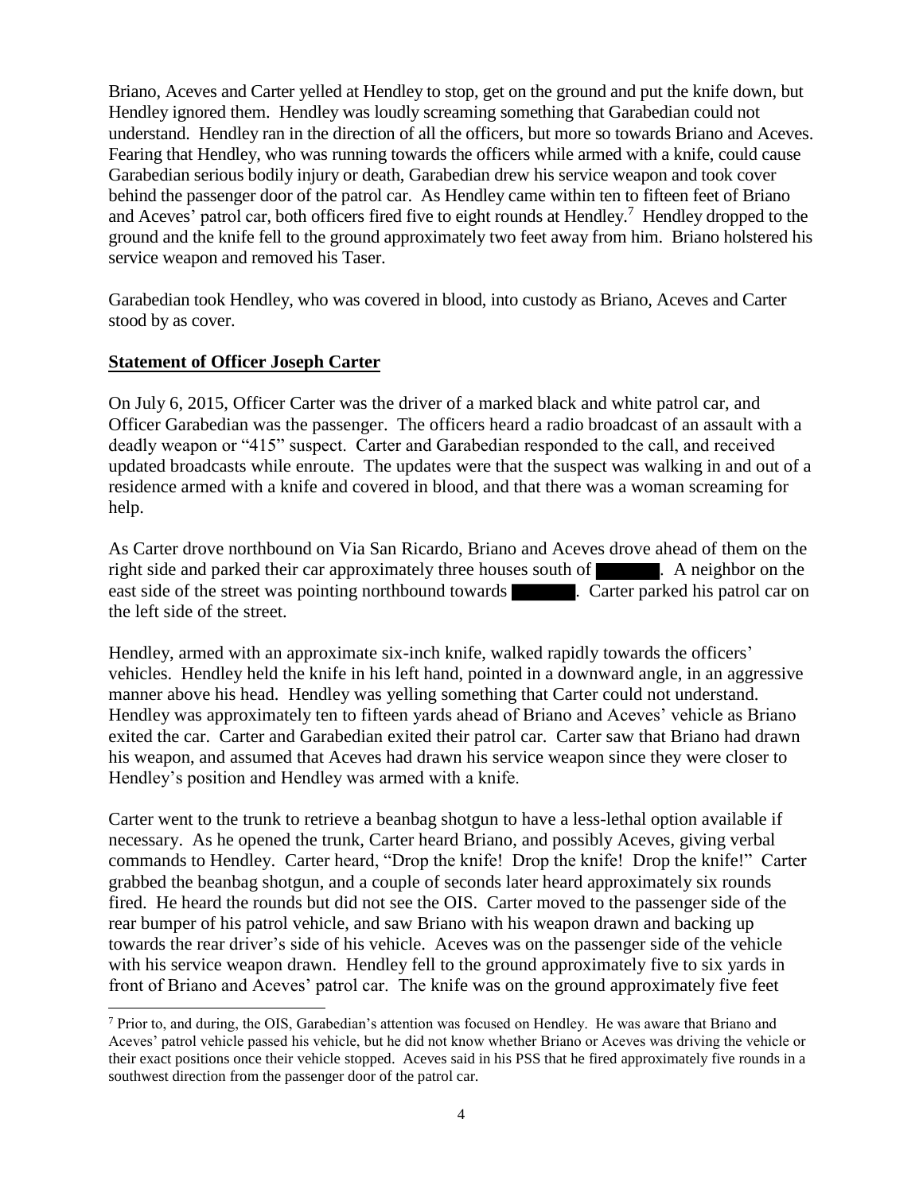Briano, Aceves and Carter yelled at Hendley to stop, get on the ground and put the knife down, but Hendley ignored them. Hendley was loudly screaming something that Garabedian could not understand. Hendley ran in the direction of all the officers, but more so towards Briano and Aceves. Fearing that Hendley, who was running towards the officers while armed with a knife, could cause Garabedian serious bodily injury or death, Garabedian drew his service weapon and took cover behind the passenger door of the patrol car. As Hendley came within ten to fifteen feet of Briano and Aceves' patrol car, both officers fired five to eight rounds at Hendley.[7] Hendley dropped to the ground and the knife fell to the ground approximately two feet away from him. Briano holstered his service weapon and removed his Taser.

Garabedian took Hendley, who was covered in blood, into custody as Briano, Aceves and Carter stood by as cover.

**Statement of Officer Joseph Carter**

On July 6, 2015, Officer Carter was the driver of a marked black and white patrol car, and Officer Garabedian was the passenger. The officers heard a radio broadcast of an assault with a deadly weapon or "415" suspect. Carter and Garabedian responded to the call, and received updated broadcasts while enroute. The updates were that the suspect was walking in and out of a residence armed with a knife and covered in blood, and that there was a woman screaming for help.

As Carter drove northbound on Via San Ricardo, Briano and Aceves drove ahead of them on the right side and parked their car approximately three houses south of ██████. A neighbor on the east side of the street was pointing northbound towards ██████. Carter parked his patrol car on the left side of the street.

Hendley, armed with an approximate six-inch knife, walked rapidly towards the officers' vehicles. Hendley held the knife in his left hand, pointed in a downward angle, in an aggressive manner above his head. Hendley was yelling something that Carter could not understand. Hendley was approximately ten to fifteen yards ahead of Briano and Aceves' vehicle as Briano exited the car. Carter and Garabedian exited their patrol car. Carter saw that Briano had drawn his weapon, and assumed that Aceves had drawn his service weapon since they were closer to Hendley's position and Hendley was armed with a knife.

Carter went to the trunk to retrieve a beanbag shotgun to have a less-lethal option available if necessary. As he opened the trunk, Carter heard Briano, and possibly Aceves, giving verbal commands to Hendley. Carter heard, "Drop the knife! Drop the knife! Drop the knife!" Carter grabbed the beanbag shotgun, and a couple of seconds later heard approximately six rounds fired. He heard the rounds but did not see the OIS. Carter moved to the passenger side of the rear bumper of his patrol vehicle, and saw Briano with his weapon drawn and backing up towards the rear driver's side of his vehicle. Aceves was on the passenger side of the vehicle with his service weapon drawn. Hendley fell to the ground approximately five to six yards in front of Briano and Aceves' patrol car. The knife was on the ground approximately five feet

---

[7] Prior to, and during, the OIS, Garabedian's attention was focused on Hendley. He was aware that Briano and Aceves' patrol vehicle passed his vehicle, but he did not know whether Briano or Aceves was driving the vehicle or their exact positions once their vehicle stopped. Aceves said in his PSS that he fired approximately five rounds in a southwest direction from the passenger door of the patrol car.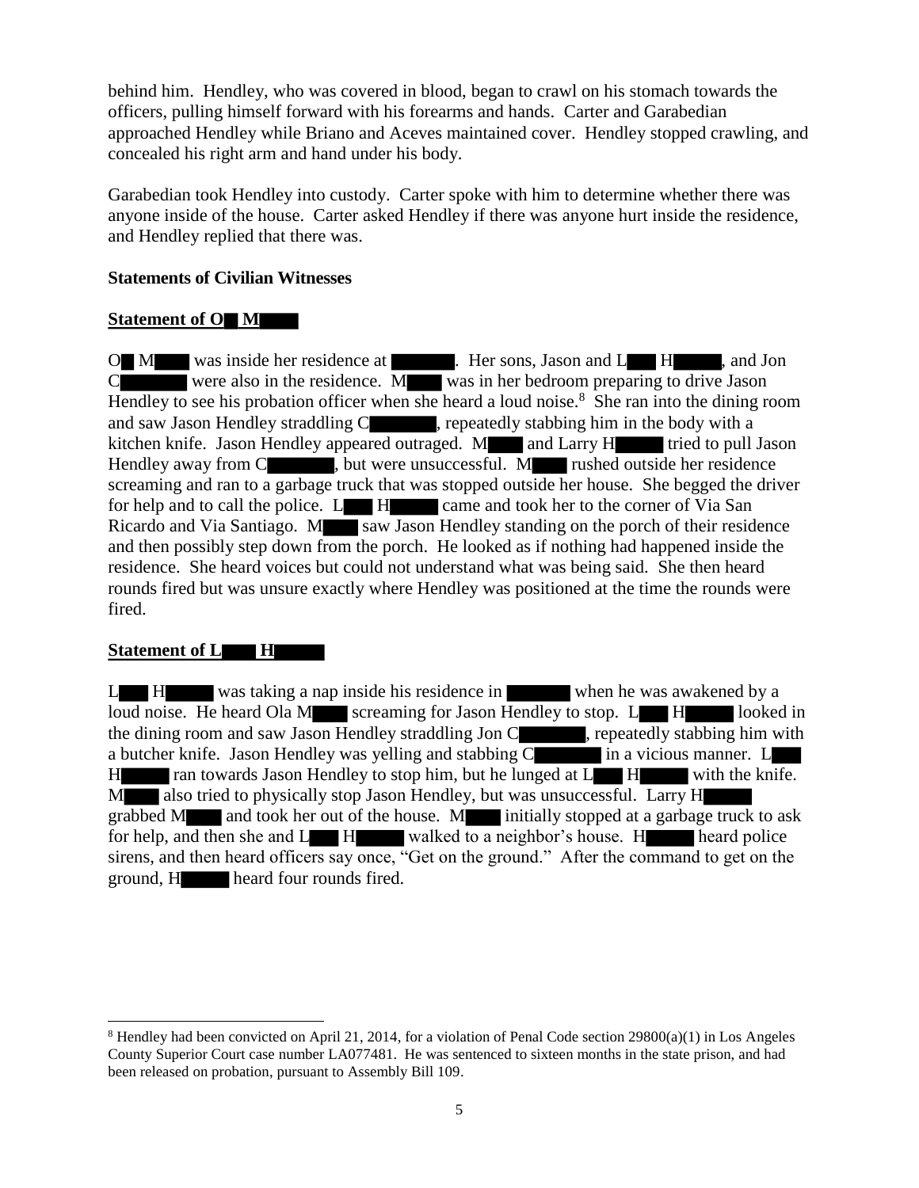behind him. Hendley, who was covered in blood, began to crawl on his stomach towards the officers, pulling himself forward with his forearms and hands. Carter and Garabedian approached Hendley while Briano and Aceves maintained cover. Hendley stopped crawling, and concealed his right arm and hand under his body.

Garabedian took Hendley into custody. Carter spoke with him to determine whether there was anyone inside of the house. Carter asked Hendley if there was anyone hurt inside the residence, and Hendley replied that there was.

**Statements of Civilian Witnesses**

**Statement of O█ M████**

O█ M████ was inside her residence at ██████. Her sons, Jason and L███ H█████, and Jon C███████ were also in the residence. M████ was in her bedroom preparing to drive Jason Hendley to see his probation officer when she heard a loud noise.[8] She ran into the dining room and saw Jason Hendley straddling C███████, repeatedly stabbing him in the body with a kitchen knife. Jason Hendley appeared outraged. M████ and Larry H█████ tried to pull Jason Hendley away from C███████, but were unsuccessful. M████ rushed outside her residence screaming and ran to a garbage truck that was stopped outside her house. She begged the driver for help and to call the police. L███ H█████ came and took her to the corner of Via San Ricardo and Via Santiago. M████ saw Jason Hendley standing on the porch of their residence and then possibly step down from the porch. He looked as if nothing had happened inside the residence. She heard voices but could not understand what was being said. She then heard rounds fired but was unsure exactly where Hendley was positioned at the time the rounds were fired.

**Statement of L███ H█████**

L███ H█████ was taking a nap inside his residence in ██████ when he was awakened by a loud noise. He heard Ola M████ screaming for Jason Hendley to stop. L███ H█████ looked in the dining room and saw Jason Hendley straddling Jon C███████, repeatedly stabbing him with a butcher knife. Jason Hendley was yelling and stabbing C███████ in a vicious manner. L███ H█████ ran towards Jason Hendley to stop him, but he lunged at L███ H█████ with the knife. M████ also tried to physically stop Jason Hendley, but was unsuccessful. Larry H█████ grabbed M████ and took her out of the house. M████ initially stopped at a garbage truck to ask for help, and then she and L███ H█████ walked to a neighbor's house. H█████ heard police sirens, and then heard officers say once, "Get on the ground." After the command to get on the ground, H█████ heard four rounds fired.

---

[8] Hendley had been convicted on April 21, 2014, for a violation of Penal Code section 29800(a)(1) in Los Angeles County Superior Court case number LA077481. He was sentenced to sixteen months in the state prison, and had been released on probation, pursuant to Assembly Bill 109.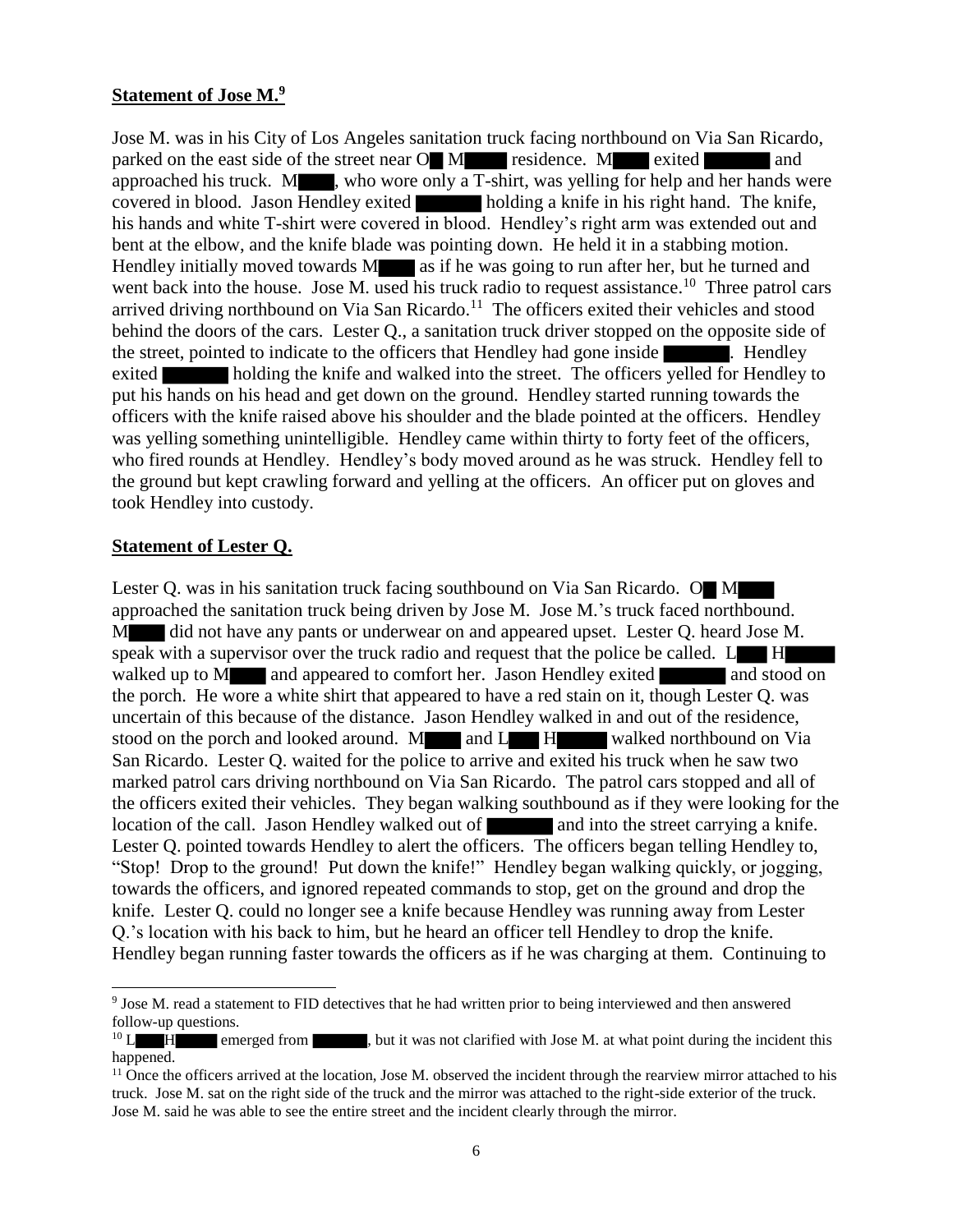## **Statement of Jose M.**[9]

Jose M. was in his City of Los Angeles sanitation truck facing northbound on Via San Ricardo, parked on the east side of the street near O█ M████ residence. M████ exited ██████ and approached his truck. M████, who wore only a T-shirt, was yelling for help and her hands were covered in blood. Jason Hendley exited ██████ holding a knife in his right hand. The knife, his hands and white T-shirt were covered in blood. Hendley's right arm was extended out and bent at the elbow, and the knife blade was pointing down. He held it in a stabbing motion. Hendley initially moved towards M████ as if he was going to run after her, but he turned and went back into the house. Jose M. used his truck radio to request assistance.[10] Three patrol cars arrived driving northbound on Via San Ricardo.[11] The officers exited their vehicles and stood behind the doors of the cars. Lester Q., a sanitation truck driver stopped on the opposite side of the street, pointed to indicate to the officers that Hendley had gone inside ██████. Hendley exited ██████ holding the knife and walked into the street. The officers yelled for Hendley to put his hands on his head and get down on the ground. Hendley started running towards the officers with the knife raised above his shoulder and the blade pointed at the officers. Hendley was yelling something unintelligible. Hendley came within thirty to forty feet of the officers, who fired rounds at Hendley. Hendley's body moved around as he was struck. Hendley fell to the ground but kept crawling forward and yelling at the officers. An officer put on gloves and took Hendley into custody.

## **Statement of Lester Q.**

Lester Q. was in his sanitation truck facing southbound on Via San Ricardo. O█ M████ approached the sanitation truck being driven by Jose M. Jose M.'s truck faced northbound. M████ did not have any pants or underwear on and appeared upset. Lester Q. heard Jose M. speak with a supervisor over the truck radio and request that the police be called. L███ H█████ walked up to M████ and appeared to comfort her. Jason Hendley exited ██████ and stood on the porch. He wore a white shirt that appeared to have a red stain on it, though Lester Q. was uncertain of this because of the distance. Jason Hendley walked in and out of the residence, stood on the porch and looked around. M████ and L███ H█████ walked northbound on Via San Ricardo. Lester Q. waited for the police to arrive and exited his truck when he saw two marked patrol cars driving northbound on Via San Ricardo. The patrol cars stopped and all of the officers exited their vehicles. They began walking southbound as if they were looking for the location of the call. Jason Hendley walked out of ██████ and into the street carrying a knife. Lester Q. pointed towards Hendley to alert the officers. The officers began telling Hendley to, "Stop! Drop to the ground! Put down the knife!" Hendley began walking quickly, or jogging, towards the officers, and ignored repeated commands to stop, get on the ground and drop the knife. Lester Q. could no longer see a knife because Hendley was running away from Lester Q.'s location with his back to him, but he heard an officer tell Hendley to drop the knife. Hendley began running faster towards the officers as if he was charging at them. Continuing to

---

[9] Jose M. read a statement to FID detectives that he had written prior to being interviewed and then answered follow-up questions.

[10] L███ H█████ emerged from ██████, but it was not clarified with Jose M. at what point during the incident this happened.

[11] Once the officers arrived at the location, Jose M. observed the incident through the rearview mirror attached to his truck. Jose M. sat on the right side of the truck and the mirror was attached to the right-side exterior of the truck. Jose M. said he was able to see the entire street and the incident clearly through the mirror.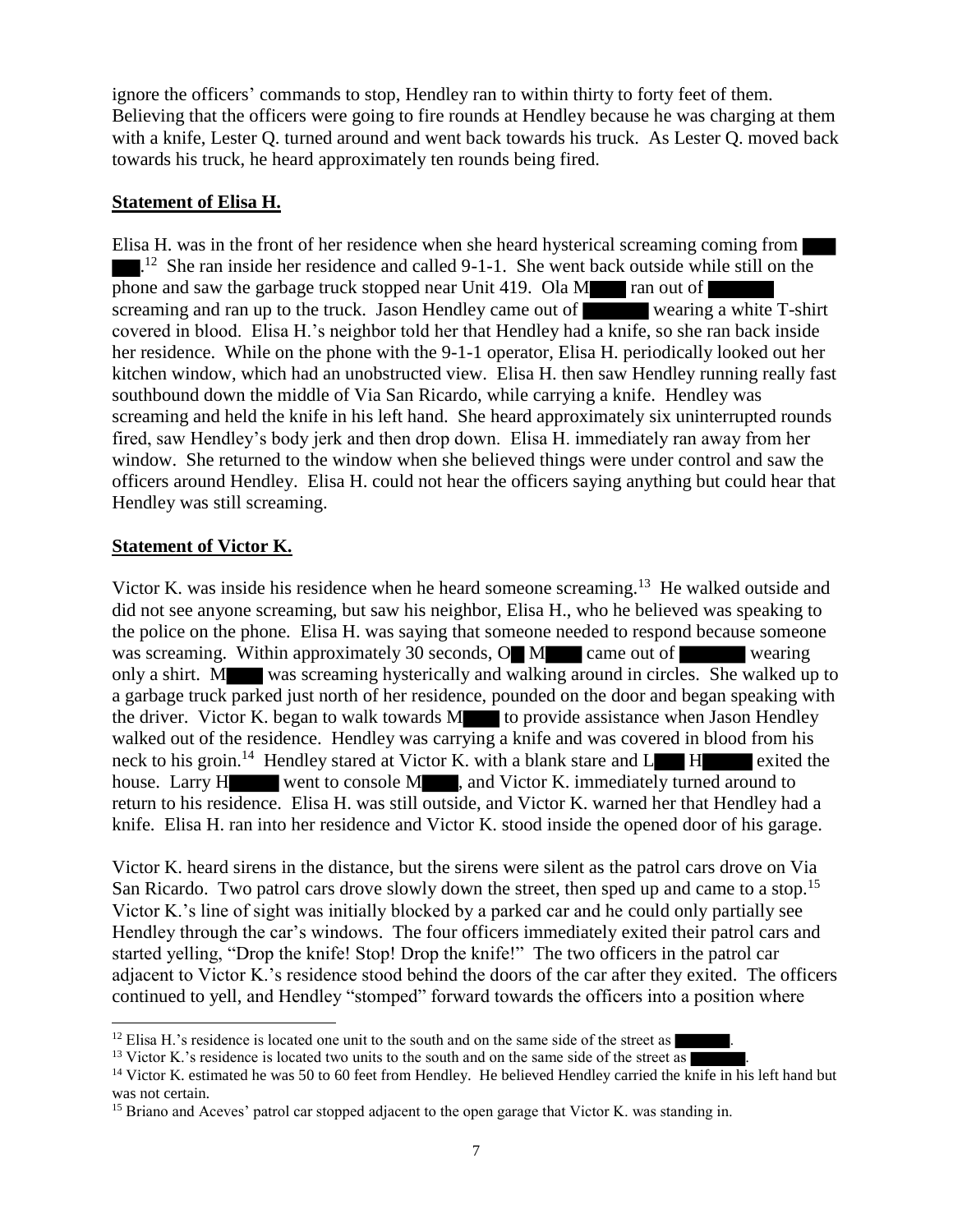ignore the officers' commands to stop, Hendley ran to within thirty to forty feet of them. Believing that the officers were going to fire rounds at Hendley because he was charging at them with a knife, Lester Q. turned around and went back towards his truck. As Lester Q. moved back towards his truck, he heard approximately ten rounds being fired.

**Statement of Elisa H.**

Elisa H. was in the front of her residence when she heard hysterical screaming coming from ███ ███.[12] She ran inside her residence and called 9-1-1. She went back outside while still on the phone and saw the garbage truck stopped near Unit 419. Ola M████ ran out of ██████ screaming and ran up to the truck. Jason Hendley came out of ██████ wearing a white T-shirt covered in blood. Elisa H.'s neighbor told her that Hendley had a knife, so she ran back inside her residence. While on the phone with the 9-1-1 operator, Elisa H. periodically looked out her kitchen window, which had an unobstructed view. Elisa H. then saw Hendley running really fast southbound down the middle of Via San Ricardo, while carrying a knife. Hendley was screaming and held the knife in his left hand. She heard approximately six uninterrupted rounds fired, saw Hendley's body jerk and then drop down. Elisa H. immediately ran away from her window. She returned to the window when she believed things were under control and saw the officers around Hendley. Elisa H. could not hear the officers saying anything but could hear that Hendley was still screaming.

**Statement of Victor K.**

Victor K. was inside his residence when he heard someone screaming.[13] He walked outside and did not see anyone screaming, but saw his neighbor, Elisa H., who he believed was speaking to the police on the phone. Elisa H. was saying that someone needed to respond because someone was screaming. Within approximately 30 seconds, O█ M████ came out of ██████ wearing only a shirt. M████ was screaming hysterically and walking around in circles. She walked up to a garbage truck parked just north of her residence, pounded on the door and began speaking with the driver. Victor K. began to walk towards M████ to provide assistance when Jason Hendley walked out of the residence. Hendley was carrying a knife and was covered in blood from his neck to his groin.[14] Hendley stared at Victor K. with a blank stare and L███ H█████ exited the house. Larry H█████ went to console M████, and Victor K. immediately turned around to return to his residence. Elisa H. was still outside, and Victor K. warned her that Hendley had a knife. Elisa H. ran into her residence and Victor K. stood inside the opened door of his garage.

Victor K. heard sirens in the distance, but the sirens were silent as the patrol cars drove on Via San Ricardo. Two patrol cars drove slowly down the street, then sped up and came to a stop.[15] Victor K.'s line of sight was initially blocked by a parked car and he could only partially see Hendley through the car's windows. The four officers immediately exited their patrol cars and started yelling, "Drop the knife! Stop! Drop the knife!" The two officers in the patrol car adjacent to Victor K.'s residence stood behind the doors of the car after they exited. The officers continued to yell, and Hendley "stomped" forward towards the officers into a position where

---

[12] Elisa H.'s residence is located one unit to the south and on the same side of the street as ██████.

[13] Victor K.'s residence is located two units to the south and on the same side of the street as ██████.

[14] Victor K. estimated he was 50 to 60 feet from Hendley. He believed Hendley carried the knife in his left hand but was not certain.

[15] Briano and Aceves' patrol car stopped adjacent to the open garage that Victor K. was standing in.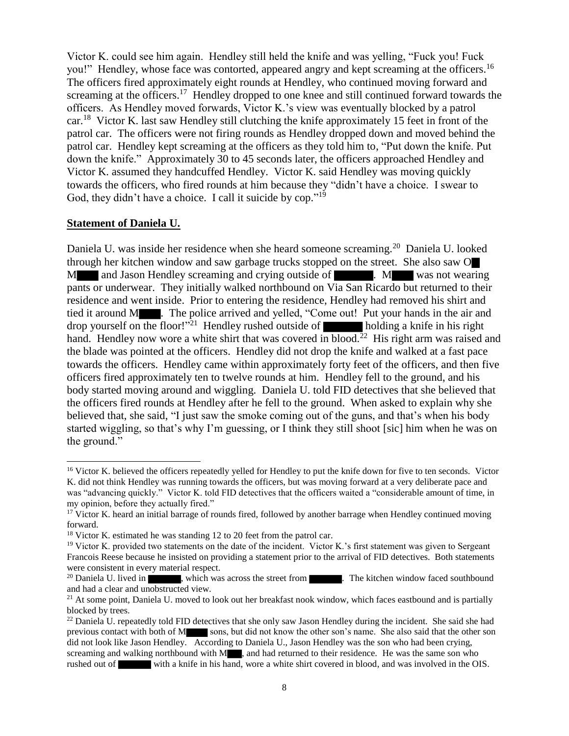Victor K. could see him again. Hendley still held the knife and was yelling, "Fuck you! Fuck you!" Hendley, whose face was contorted, appeared angry and kept screaming at the officers.[16] The officers fired approximately eight rounds at Hendley, who continued moving forward and screaming at the officers.[17] Hendley dropped to one knee and still continued forward towards the officers. As Hendley moved forwards, Victor K.'s view was eventually blocked by a patrol car.[18] Victor K. last saw Hendley still clutching the knife approximately 15 feet in front of the patrol car. The officers were not firing rounds as Hendley dropped down and moved behind the patrol car. Hendley kept screaming at the officers as they told him to, "Put down the knife. Put down the knife." Approximately 30 to 45 seconds later, the officers approached Hendley and Victor K. assumed they handcuffed Hendley. Victor K. said Hendley was moving quickly towards the officers, who fired rounds at him because they "didn't have a choice. I swear to God, they didn't have a choice. I call it suicide by cop."[19]

**Statement of Daniela U.**

Daniela U. was inside her residence when she heard someone screaming.[20] Daniela U. looked through her kitchen window and saw garbage trucks stopped on the street. She also saw O█ M████ and Jason Hendley screaming and crying outside of ██████. M████ was not wearing pants or underwear. They initially walked northbound on Via San Ricardo but returned to their residence and went inside. Prior to entering the residence, Hendley had removed his shirt and tied it around M████. The police arrived and yelled, "Come out! Put your hands in the air and drop yourself on the floor!"[21] Hendley rushed outside of ██████ holding a knife in his right hand. Hendley now wore a white shirt that was covered in blood.[22] His right arm was raised and the blade was pointed at the officers. Hendley did not drop the knife and walked at a fast pace towards the officers. Hendley came within approximately forty feet of the officers, and then five officers fired approximately ten to twelve rounds at him. Hendley fell to the ground, and his body started moving around and wiggling. Daniela U. told FID detectives that she believed that the officers fired rounds at Hendley after he fell to the ground. When asked to explain why she believed that, she said, "I just saw the smoke coming out of the guns, and that's when his body started wiggling, so that's why I'm guessing, or I think they still shoot [sic] him when he was on the ground."

---

[16] Victor K. believed the officers repeatedly yelled for Hendley to put the knife down for five to ten seconds. Victor K. did not think Hendley was running towards the officers, but was moving forward at a very deliberate pace and was "advancing quickly." Victor K. told FID detectives that the officers waited a "considerable amount of time, in my opinion, before they actually fired."

[17] Victor K. heard an initial barrage of rounds fired, followed by another barrage when Hendley continued moving forward.

[18] Victor K. estimated he was standing 12 to 20 feet from the patrol car.

[19] Victor K. provided two statements on the date of the incident. Victor K.'s first statement was given to Sergeant Francois Reese because he insisted on providing a statement prior to the arrival of FID detectives. Both statements were consistent in every material respect.

[20] Daniela U. lived in ██████, which was across the street from ██████. The kitchen window faced southbound and had a clear and unobstructed view.

[21] At some point, Daniela U. moved to look out her breakfast nook window, which faces eastbound and is partially blocked by trees.

[22] Daniela U. repeatedly told FID detectives that she only saw Jason Hendley during the incident. She said she had previous contact with both of M████ sons, but did not know the other son's name. She also said that the other son did not look like Jason Hendley. According to Daniela U., Jason Hendley was the son who had been crying, screaming and walking northbound with M████, and had returned to their residence. He was the same son who rushed out of ██████ with a knife in his hand, wore a white shirt covered in blood, and was involved in the OIS.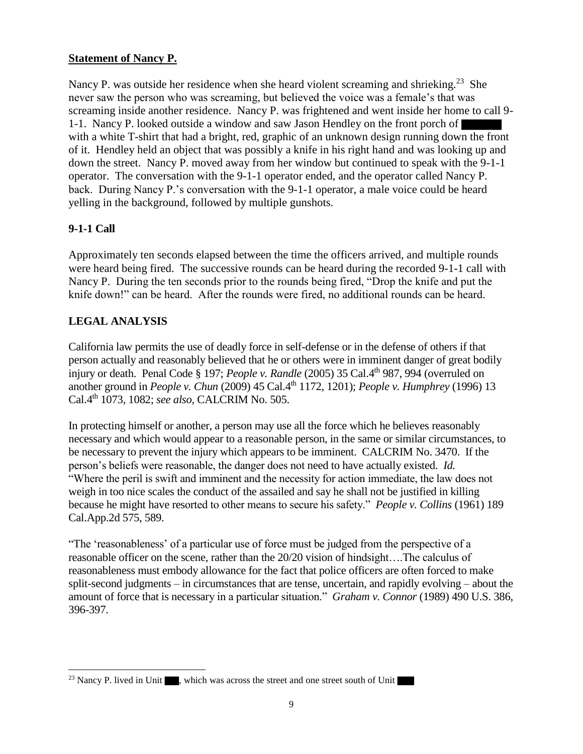**Statement of Nancy P.**

Nancy P. was outside her residence when she heard violent screaming and shrieking.[23] She never saw the person who was screaming, but believed the voice was a female's that was screaming inside another residence. Nancy P. was frightened and went inside her home to call 9-1-1. Nancy P. looked outside a window and saw Jason Hendley on the front porch of ██████ with a white T-shirt that had a bright, red, graphic of an unknown design running down the front of it. Hendley held an object that was possibly a knife in his right hand and was looking up and down the street. Nancy P. moved away from her window but continued to speak with the 9-1-1 operator. The conversation with the 9-1-1 operator ended, and the operator called Nancy P. back. During Nancy P.'s conversation with the 9-1-1 operator, a male voice could be heard yelling in the background, followed by multiple gunshots.

**9-1-1 Call**

Approximately ten seconds elapsed between the time the officers arrived, and multiple rounds were heard being fired. The successive rounds can be heard during the recorded 9-1-1 call with Nancy P. During the ten seconds prior to the rounds being fired, "Drop the knife and put the knife down!" can be heard. After the rounds were fired, no additional rounds can be heard.

**LEGAL ANALYSIS**

California law permits the use of deadly force in self-defense or in the defense of others if that person actually and reasonably believed that he or others were in imminent danger of great bodily injury or death. Penal Code § 197; *People v. Randle* (2005) 35 Cal.4th 987, 994 (overruled on another ground in *People v. Chun* (2009) 45 Cal.4th 1172, 1201); *People v. Humphrey* (1996) 13 Cal.4th 1073, 1082; *see also,* CALCRIM No. 505.

In protecting himself or another, a person may use all the force which he believes reasonably necessary and which would appear to a reasonable person, in the same or similar circumstances, to be necessary to prevent the injury which appears to be imminent. CALCRIM No. 3470. If the person's beliefs were reasonable, the danger does not need to have actually existed. *Id.* "Where the peril is swift and imminent and the necessity for action immediate, the law does not weigh in too nice scales the conduct of the assailed and say he shall not be justified in killing because he might have resorted to other means to secure his safety." *People v. Collins* (1961) 189 Cal.App.2d 575, 589.

"The 'reasonableness' of a particular use of force must be judged from the perspective of a reasonable officer on the scene, rather than the 20/20 vision of hindsight….The calculus of reasonableness must embody allowance for the fact that police officers are often forced to make split-second judgments – in circumstances that are tense, uncertain, and rapidly evolving – about the amount of force that is necessary in a particular situation." *Graham v. Connor* (1989) 490 U.S. 386, 396-397.

---

[23] Nancy P. lived in Unit ███, which was across the street and one street south of Unit ███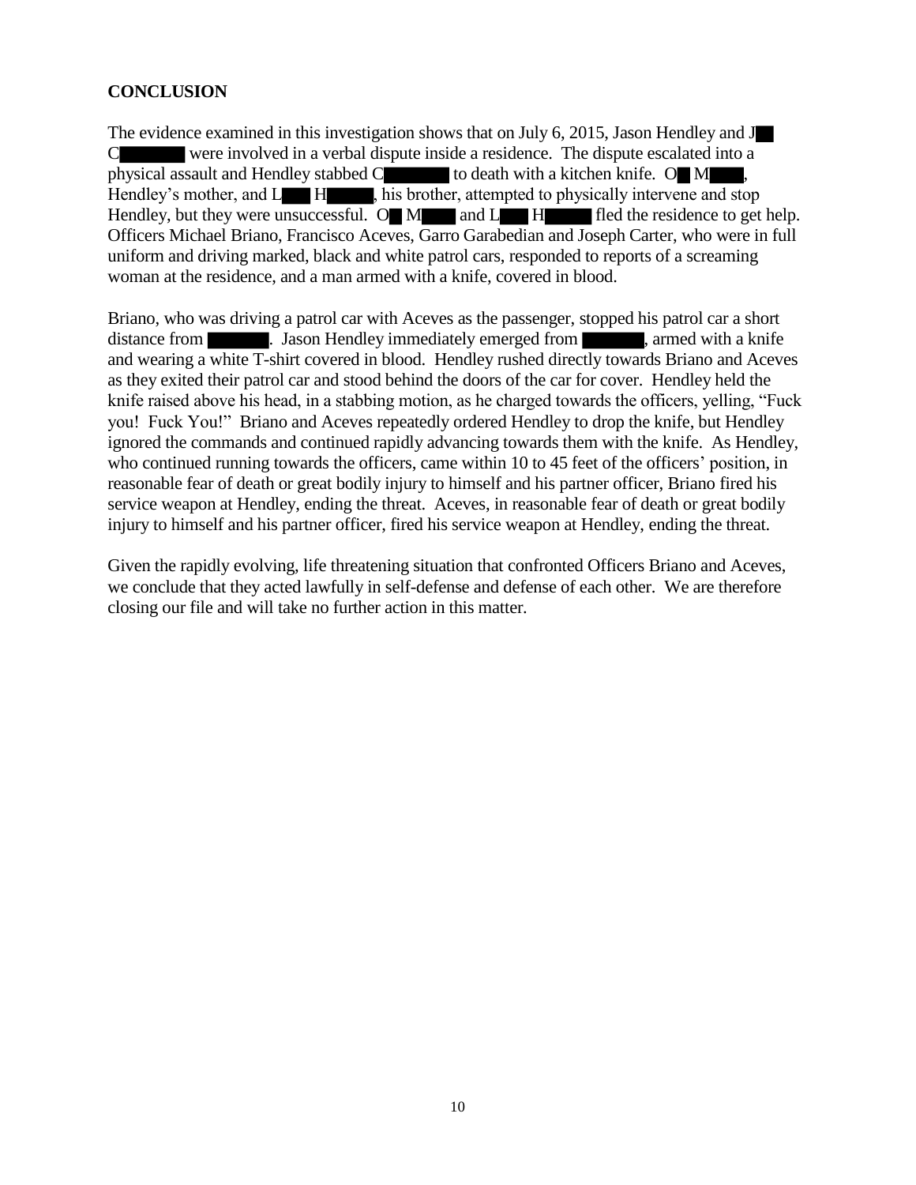## CONCLUSION

The evidence examined in this investigation shows that on July 6, 2015, Jason Hendley and J█ C███████ were involved in a verbal dispute inside a residence. The dispute escalated into a physical assault and Hendley stabbed C███████ to death with a kitchen knife. O█ M████, Hendley's mother, and L███ H█████, his brother, attempted to physically intervene and stop Hendley, but they were unsuccessful. O█ M████ and L███ H█████ fled the residence to get help. Officers Michael Briano, Francisco Aceves, Garro Garabedian and Joseph Carter, who were in full uniform and driving marked, black and white patrol cars, responded to reports of a screaming woman at the residence, and a man armed with a knife, covered in blood.

Briano, who was driving a patrol car with Aceves as the passenger, stopped his patrol car a short distance from ██████. Jason Hendley immediately emerged from ██████, armed with a knife and wearing a white T-shirt covered in blood. Hendley rushed directly towards Briano and Aceves as they exited their patrol car and stood behind the doors of the car for cover. Hendley held the knife raised above his head, in a stabbing motion, as he charged towards the officers, yelling, "Fuck you! Fuck You!" Briano and Aceves repeatedly ordered Hendley to drop the knife, but Hendley ignored the commands and continued rapidly advancing towards them with the knife. As Hendley, who continued running towards the officers, came within 10 to 45 feet of the officers' position, in reasonable fear of death or great bodily injury to himself and his partner officer, Briano fired his service weapon at Hendley, ending the threat. Aceves, in reasonable fear of death or great bodily injury to himself and his partner officer, fired his service weapon at Hendley, ending the threat.

Given the rapidly evolving, life threatening situation that confronted Officers Briano and Aceves, we conclude that they acted lawfully in self-defense and defense of each other. We are therefore closing our file and will take no further action in this matter.